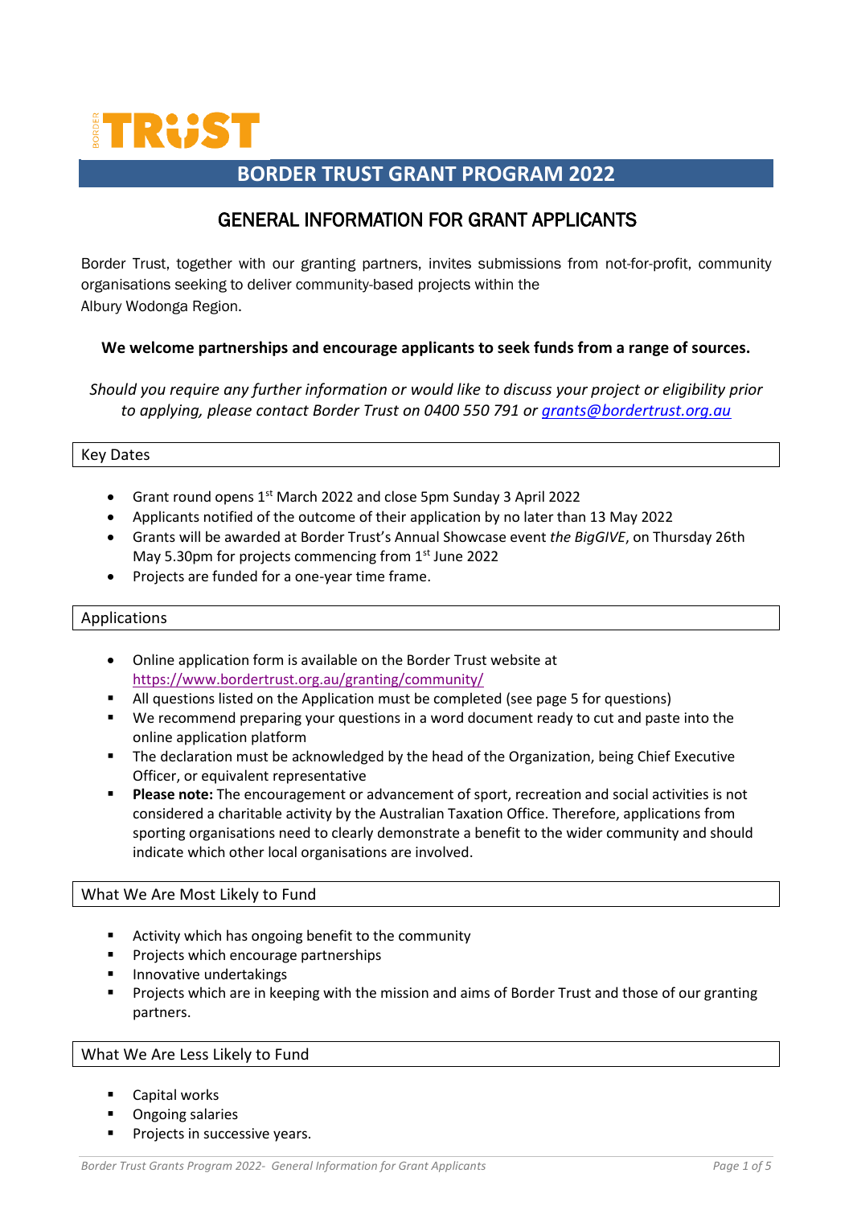# BORDER TRUST GRANT PROGRAM 2022

## GENERAL INFORMATION FOR GRANT APPLICANTS

Border Trust, together with our granting partners, invites submissions from not-for-profit, community organisations seeking to deliver community-based projects within the Albury Wodonga Region.

**We welcome partnerships and encourage applicants to seek funds from a range of sources.**

*Should you require any further information or would like to discuss your project or eligibility prior to applying, please contact Border Trust on 0400 550 791 or [grants@bordertrust.org.au](mailto:grants@bordertrust.org.au)*

### Key Dates

- Grant round opens 1st March 2022 and close 5pm Sunday 3 April 2022
- Applicants notified of the outcome of their application by no later than 13 May 2022
- Grants will be awarded at Border Trust's Annual Showcase event *the BigGIVE*, on Thursday 26th May 5.30pm for projects commencing from 1st June 2022
- Projects are funded for a one-year time frame.

### Applications

- Online application form is available on the Border Trust website at [https://www.bordertrust.org.au/granting/community/](https://www.bordertrust.org.au/granting/community/)
- All questions listed on the Application must be completed (see page 5 for questions)
- We recommend preparing your questions in a word document ready to cut and paste into the online application platform
- The declaration must be acknowledged by the head of the Organization, being Chief Executive Officer, or equivalent representative
- **Please note:** The encouragement or advancement of sport, recreation and social activities is not considered a charitable activity by the Australian Taxation Office. Therefore, applications from sporting organisations need to clearly demonstrate a benefit to the wider community and should indicate which other local organisations are involved.

### What We Are Most Likely to Fund

- Activity which has ongoing benefit to the community
- Projects which encourage partnerships
- Innovative undertakings
- Projects which are in keeping with the mission and aims of Border Trust and those of our granting partners.

### What We Are Less Likely to Fund

- Capital works
- Ongoing salaries
- Projects in successive years.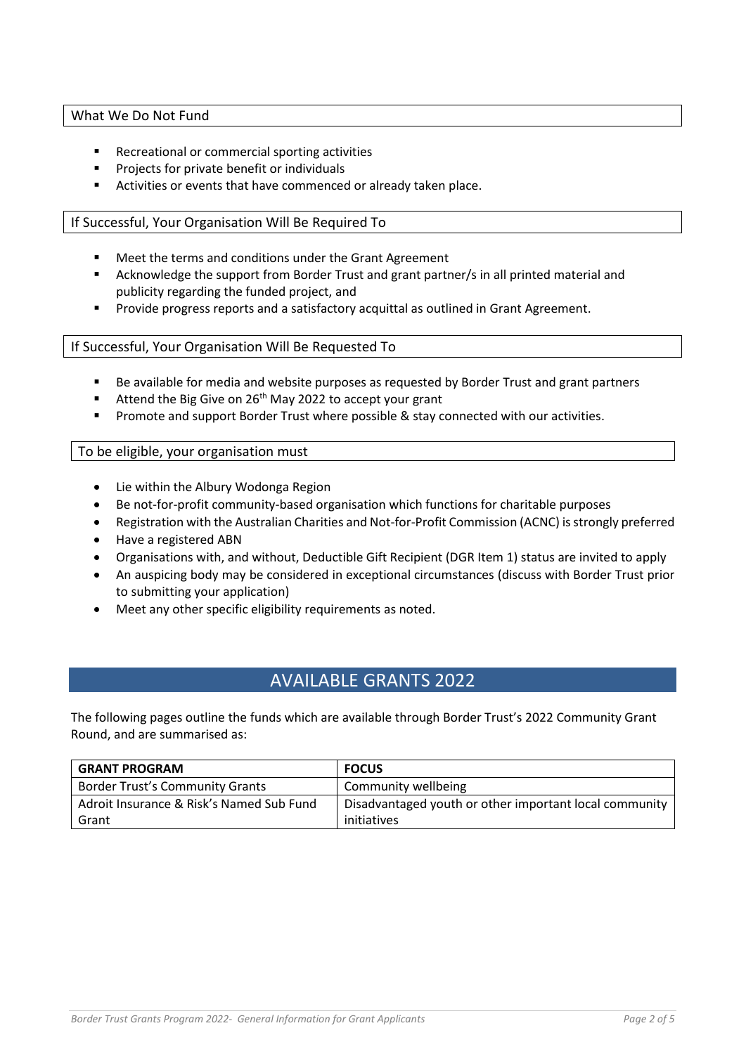## What We Do Not Fund

- Recreational or commercial sporting activities
- Projects for private benefit or individuals
- Activities or events that have commenced or already taken place.

## If Successful, Your Organisation Will Be Required To

- Meet the terms and conditions under the Grant Agreement
- Acknowledge the support from Border Trust and grant partner/s in all printed material and publicity regarding the funded project, and
- Provide progress reports and a satisfactory acquittal as outlined in Grant Agreement.

## If Successful, Your Organisation Will Be Requested To

- Be available for media and website purposes as requested by Border Trust and grant partners
- Attend the Big Give on 26th May 2022 to accept your grant
- Promote and support Border Trust where possible & stay connected with our activities.

## To be eligible, your organisation must

- Lie within the Albury Wodonga Region
- Be not-for-profit community-based organisation which functions for charitable purposes
- Registration with the Australian Charities and Not-for-Profit Commission (ACNC) is strongly preferred
- Have a registered ABN
- Organisations with, and without, Deductible Gift Recipient (DGR Item 1) status are invited to apply
- An auspicing body may be considered in exceptional circumstances (discuss with Border Trust prior to submitting your application)
- Meet any other specific eligibility requirements as noted.

# AVAILABLE GRANTS 2022

The following pages outline the funds which are available through Border Trust's 2022 Community Grant Round, and are summarised as:

| GRANT PROGRAM | FOCUS |
|---|---|
| Border Trust's Community Grants | Community wellbeing |
| Adroit Insurance & Risk's Named Sub Fund Grant | Disadvantaged youth or other important local community initiatives |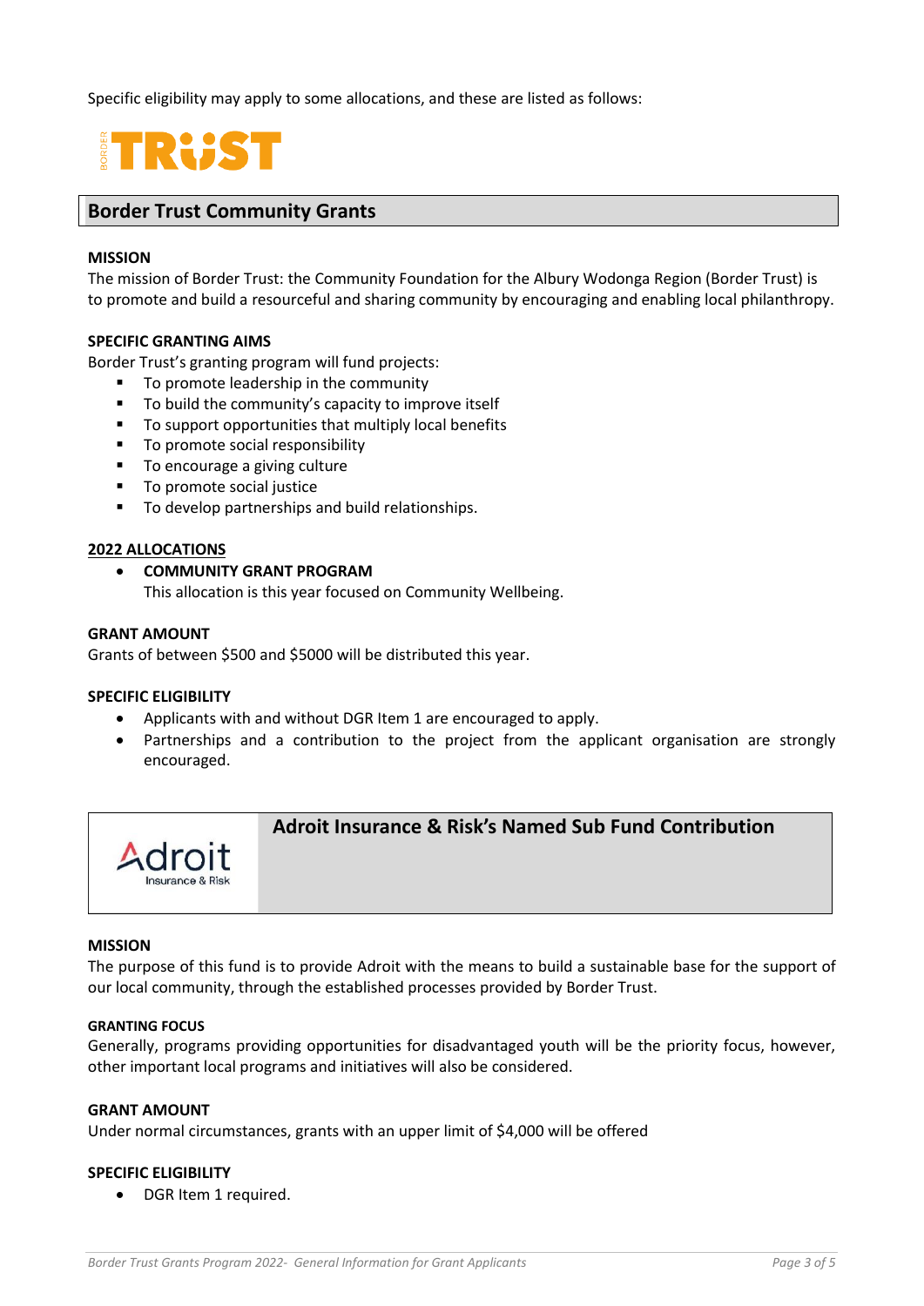Specific eligibility may apply to some allocations, and these are listed as follows:

## Border Trust Community Grants

**MISSION**

The mission of Border Trust: the Community Foundation for the Albury Wodonga Region (Border Trust) is to promote and build a resourceful and sharing community by encouraging and enabling local philanthropy.

**SPECIFIC GRANTING AIMS**

Border Trust's granting program will fund projects:

- To promote leadership in the community
- To build the community's capacity to improve itself
- To support opportunities that multiply local benefits
- To promote social responsibility
- To encourage a giving culture
- To promote social justice
- To develop partnerships and build relationships.

**2022 ALLOCATIONS**

- **COMMUNITY GRANT PROGRAM**
  This allocation is this year focused on Community Wellbeing.

**GRANT AMOUNT**

Grants of between $500 and $5000 will be distributed this year.

**SPECIFIC ELIGIBILITY**

- Applicants with and without DGR Item 1 are encouraged to apply.
- Partnerships and a contribution to the project from the applicant organisation are strongly encouraged.

## Adroit Insurance & Risk's Named Sub Fund Contribution

**MISSION**

The purpose of this fund is to provide Adroit with the means to build a sustainable base for the support of our local community, through the established processes provided by Border Trust.

**GRANTING FOCUS**

Generally, programs providing opportunities for disadvantaged youth will be the priority focus, however, other important local programs and initiatives will also be considered.

**GRANT AMOUNT**

Under normal circumstances, grants with an upper limit of $4,000 will be offered

**SPECIFIC ELIGIBILITY**

- DGR Item 1 required.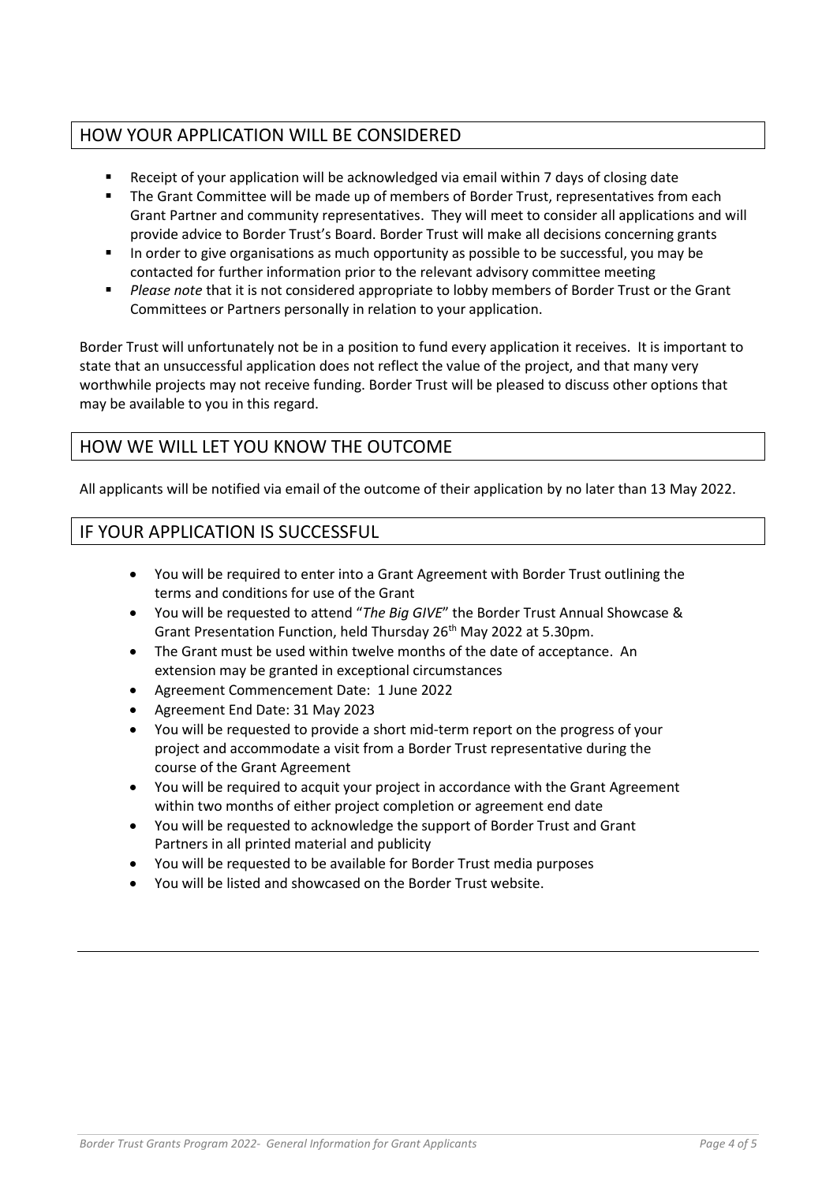## HOW YOUR APPLICATION WILL BE CONSIDERED

- Receipt of your application will be acknowledged via email within 7 days of closing date
- The Grant Committee will be made up of members of Border Trust, representatives from each Grant Partner and community representatives. They will meet to consider all applications and will provide advice to Border Trust's Board. Border Trust will make all decisions concerning grants
- In order to give organisations as much opportunity as possible to be successful, you may be contacted for further information prior to the relevant advisory committee meeting
- *Please note* that it is not considered appropriate to lobby members of Border Trust or the Grant Committees or Partners personally in relation to your application.

Border Trust will unfortunately not be in a position to fund every application it receives. It is important to state that an unsuccessful application does not reflect the value of the project, and that many very worthwhile projects may not receive funding. Border Trust will be pleased to discuss other options that may be available to you in this regard.

## HOW WE WILL LET YOU KNOW THE OUTCOME

All applicants will be notified via email of the outcome of their application by no later than 13 May 2022.

## IF YOUR APPLICATION IS SUCCESSFUL

- You will be required to enter into a Grant Agreement with Border Trust outlining the terms and conditions for use of the Grant
- You will be requested to attend "*The Big GIVE*" the Border Trust Annual Showcase & Grant Presentation Function, held Thursday 26th May 2022 at 5.30pm.
- The Grant must be used within twelve months of the date of acceptance. An extension may be granted in exceptional circumstances
- Agreement Commencement Date: 1 June 2022
- Agreement End Date: 31 May 2023
- You will be requested to provide a short mid-term report on the progress of your project and accommodate a visit from a Border Trust representative during the course of the Grant Agreement
- You will be required to acquit your project in accordance with the Grant Agreement within two months of either project completion or agreement end date
- You will be requested to acknowledge the support of Border Trust and Grant Partners in all printed material and publicity
- You will be requested to be available for Border Trust media purposes
- You will be listed and showcased on the Border Trust website.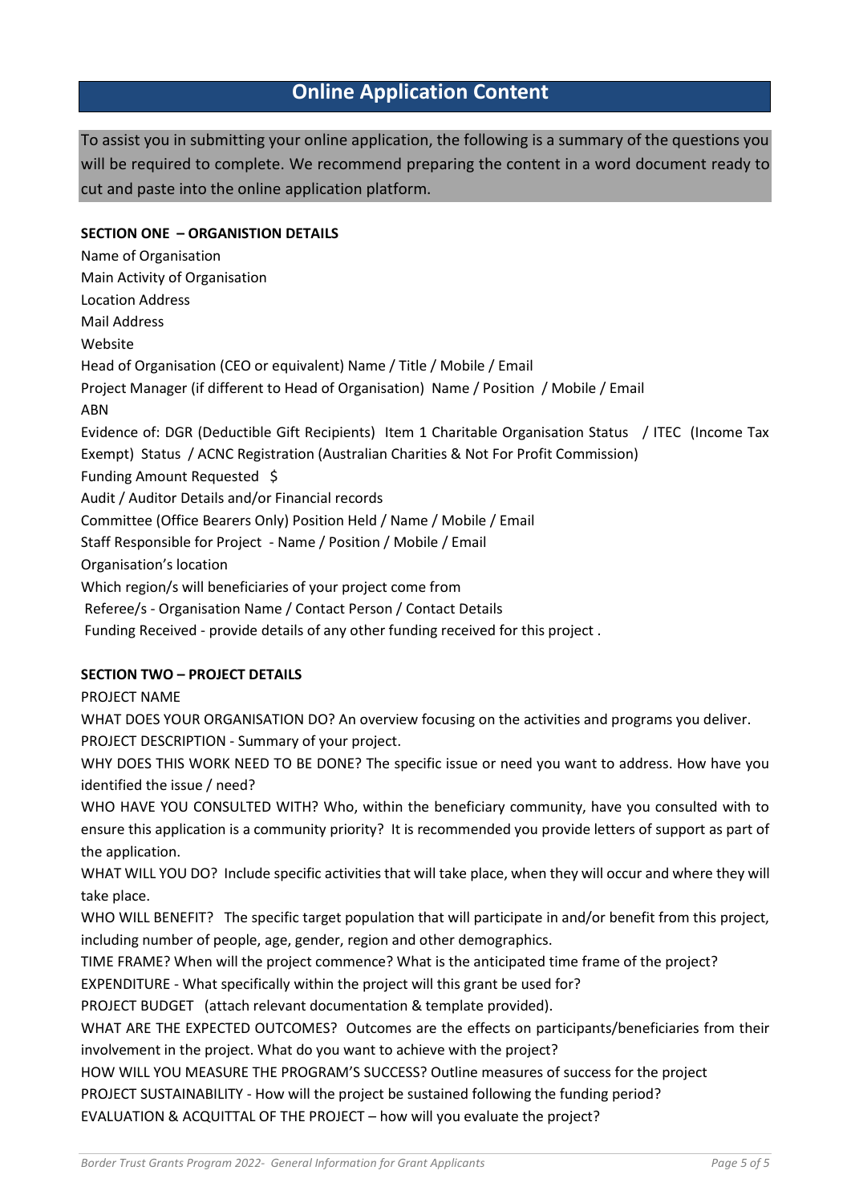# Online Application Content

To assist you in submitting your online application, the following is a summary of the questions you will be required to complete. We recommend preparing the content in a word document ready to cut and paste into the online application platform.

**SECTION ONE – ORGANISTION DETAILS**

Name of Organisation

Main Activity of Organisation

Location Address

Mail Address

Website

Head of Organisation (CEO or equivalent) Name / Title / Mobile / Email

Project Manager (if different to Head of Organisation) Name / Position / Mobile / Email

ABN

Evidence of: DGR (Deductible Gift Recipients) Item 1 Charitable Organisation Status / ITEC (Income Tax Exempt) Status / ACNC Registration (Australian Charities & Not For Profit Commission)

Funding Amount Requested $

Audit / Auditor Details and/or Financial records

Committee (Office Bearers Only) Position Held / Name / Mobile / Email

Staff Responsible for Project - Name / Position / Mobile / Email

Organisation's location

Which region/s will beneficiaries of your project come from

Referee/s - Organisation Name / Contact Person / Contact Details

Funding Received - provide details of any other funding received for this project .

**SECTION TWO – PROJECT DETAILS**

PROJECT NAME

WHAT DOES YOUR ORGANISATION DO? An overview focusing on the activities and programs you deliver.

PROJECT DESCRIPTION - Summary of your project.

WHY DOES THIS WORK NEED TO BE DONE? The specific issue or need you want to address. How have you identified the issue / need?

WHO HAVE YOU CONSULTED WITH? Who, within the beneficiary community, have you consulted with to ensure this application is a community priority? It is recommended you provide letters of support as part of the application.

WHAT WILL YOU DO? Include specific activities that will take place, when they will occur and where they will take place.

WHO WILL BENEFIT? The specific target population that will participate in and/or benefit from this project, including number of people, age, gender, region and other demographics.

TIME FRAME? When will the project commence? What is the anticipated time frame of the project?

EXPENDITURE - What specifically within the project will this grant be used for?

PROJECT BUDGET (attach relevant documentation & template provided).

WHAT ARE THE EXPECTED OUTCOMES? Outcomes are the effects on participants/beneficiaries from their involvement in the project. What do you want to achieve with the project?

HOW WILL YOU MEASURE THE PROGRAM'S SUCCESS? Outline measures of success for the project

PROJECT SUSTAINABILITY - How will the project be sustained following the funding period?

EVALUATION & ACQUITTAL OF THE PROJECT – how will you evaluate the project?